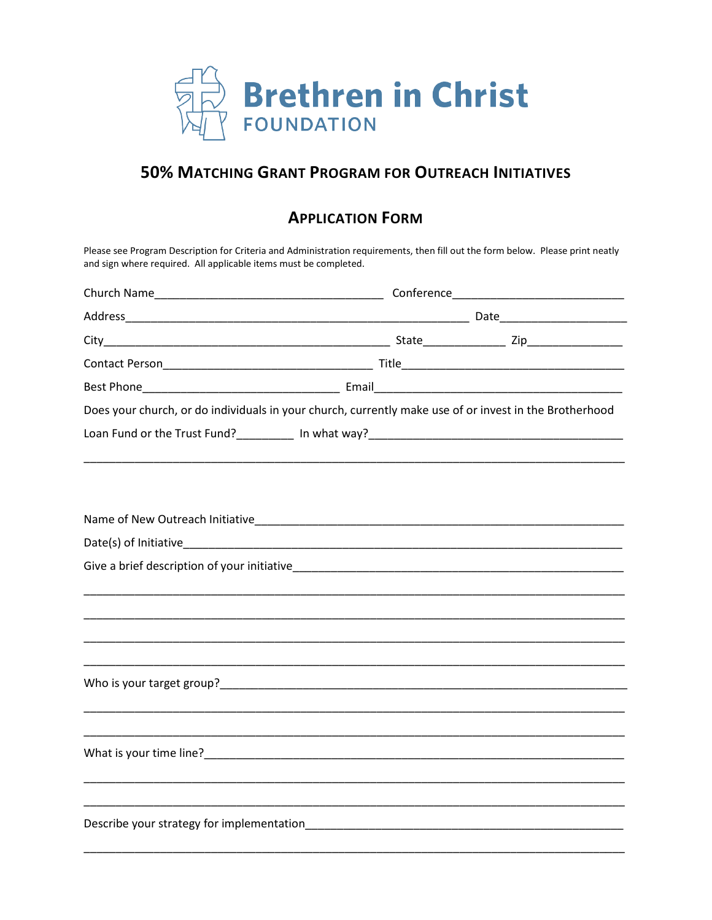# Brethren in Christ
## FOUNDATION

## 50% Matching Grant Program for Outreach Initiatives

## Application Form

Please see Program Description for Criteria and Administration requirements, then fill out the form below. Please print neatly and sign where required. All applicable items must be completed.

Church Name____________________________________ Conference__________________________

Address______________________________________________________ Date____________________

City_____________________________________________ State_____________ Zip_______________

Contact Person_________________________________ Title___________________________________

Best Phone______________________________ Email______________________________________

Does your church, or do individuals in your church, currently make use of or invest in the Brotherhood Loan Fund or the Trust Fund?_________ In what way?_______________________________________

_____________________________________________________________________________________

Name of New Outreach Initiative__________________________________________________________

Date(s) of Initiative______________________________________________________________________

Give a brief description of your initiative___________________________________________________

_____________________________________________________________________________________

_____________________________________________________________________________________

_____________________________________________________________________________________

_____________________________________________________________________________________

Who is your target group?________________________________________________________________

_____________________________________________________________________________________

_____________________________________________________________________________________

What is your time line?___________________________________________________________________

_____________________________________________________________________________________

_____________________________________________________________________________________

Describe your strategy for implementation__________________________________________________

_____________________________________________________________________________________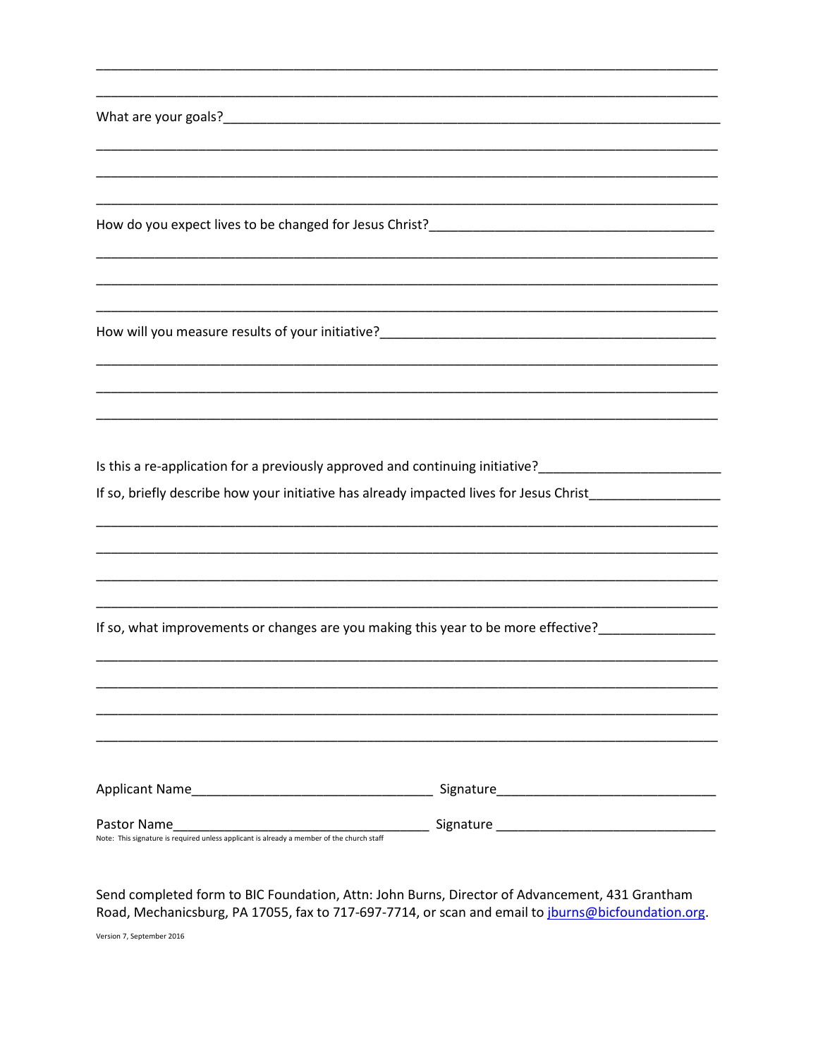\_\_\_\_\_\_\_\_\_\_\_\_\_\_\_\_\_\_\_\_\_\_\_\_\_\_\_\_\_\_\_\_\_\_\_\_\_\_\_\_\_\_\_\_\_\_\_\_\_\_\_\_\_\_\_\_\_\_\_\_\_\_\_\_\_\_\_\_\_\_\_\_\_\_\_\_\_\_\_\_

\_\_\_\_\_\_\_\_\_\_\_\_\_\_\_\_\_\_\_\_\_\_\_\_\_\_\_\_\_\_\_\_\_\_\_\_\_\_\_\_\_\_\_\_\_\_\_\_\_\_\_\_\_\_\_\_\_\_\_\_\_\_\_\_\_\_\_\_\_\_\_\_\_\_\_\_\_\_\_\_

What are your goals?\_\_\_\_\_\_\_\_\_\_\_\_\_\_\_\_\_\_\_\_\_\_\_\_\_\_\_\_\_\_\_\_\_\_\_\_\_\_\_\_\_\_\_\_\_\_\_\_\_\_\_\_\_\_\_\_\_\_\_\_\_\_

\_\_\_\_\_\_\_\_\_\_\_\_\_\_\_\_\_\_\_\_\_\_\_\_\_\_\_\_\_\_\_\_\_\_\_\_\_\_\_\_\_\_\_\_\_\_\_\_\_\_\_\_\_\_\_\_\_\_\_\_\_\_\_\_\_\_\_\_\_\_\_\_\_\_\_\_\_\_\_\_

\_\_\_\_\_\_\_\_\_\_\_\_\_\_\_\_\_\_\_\_\_\_\_\_\_\_\_\_\_\_\_\_\_\_\_\_\_\_\_\_\_\_\_\_\_\_\_\_\_\_\_\_\_\_\_\_\_\_\_\_\_\_\_\_\_\_\_\_\_\_\_\_\_\_\_\_\_\_\_\_

\_\_\_\_\_\_\_\_\_\_\_\_\_\_\_\_\_\_\_\_\_\_\_\_\_\_\_\_\_\_\_\_\_\_\_\_\_\_\_\_\_\_\_\_\_\_\_\_\_\_\_\_\_\_\_\_\_\_\_\_\_\_\_\_\_\_\_\_\_\_\_\_\_\_\_\_\_\_\_\_

How do you expect lives to be changed for Jesus Christ?\_\_\_\_\_\_\_\_\_\_\_\_\_\_\_\_\_\_\_\_\_\_\_\_\_\_\_\_\_\_\_\_\_\_\_\_\_\_\_

\_\_\_\_\_\_\_\_\_\_\_\_\_\_\_\_\_\_\_\_\_\_\_\_\_\_\_\_\_\_\_\_\_\_\_\_\_\_\_\_\_\_\_\_\_\_\_\_\_\_\_\_\_\_\_\_\_\_\_\_\_\_\_\_\_\_\_\_\_\_\_\_\_\_\_\_\_\_\_\_

\_\_\_\_\_\_\_\_\_\_\_\_\_\_\_\_\_\_\_\_\_\_\_\_\_\_\_\_\_\_\_\_\_\_\_\_\_\_\_\_\_\_\_\_\_\_\_\_\_\_\_\_\_\_\_\_\_\_\_\_\_\_\_\_\_\_\_\_\_\_\_\_\_\_\_\_\_\_\_\_

\_\_\_\_\_\_\_\_\_\_\_\_\_\_\_\_\_\_\_\_\_\_\_\_\_\_\_\_\_\_\_\_\_\_\_\_\_\_\_\_\_\_\_\_\_\_\_\_\_\_\_\_\_\_\_\_\_\_\_\_\_\_\_\_\_\_\_\_\_\_\_\_\_\_\_\_\_\_\_\_

How will you measure results of your initiative?\_\_\_\_\_\_\_\_\_\_\_\_\_\_\_\_\_\_\_\_\_\_\_\_\_\_\_\_\_\_\_\_\_\_\_\_\_\_\_\_\_\_\_\_

\_\_\_\_\_\_\_\_\_\_\_\_\_\_\_\_\_\_\_\_\_\_\_\_\_\_\_\_\_\_\_\_\_\_\_\_\_\_\_\_\_\_\_\_\_\_\_\_\_\_\_\_\_\_\_\_\_\_\_\_\_\_\_\_\_\_\_\_\_\_\_\_\_\_\_\_\_\_\_\_

\_\_\_\_\_\_\_\_\_\_\_\_\_\_\_\_\_\_\_\_\_\_\_\_\_\_\_\_\_\_\_\_\_\_\_\_\_\_\_\_\_\_\_\_\_\_\_\_\_\_\_\_\_\_\_\_\_\_\_\_\_\_\_\_\_\_\_\_\_\_\_\_\_\_\_\_\_\_\_\_

\_\_\_\_\_\_\_\_\_\_\_\_\_\_\_\_\_\_\_\_\_\_\_\_\_\_\_\_\_\_\_\_\_\_\_\_\_\_\_\_\_\_\_\_\_\_\_\_\_\_\_\_\_\_\_\_\_\_\_\_\_\_\_\_\_\_\_\_\_\_\_\_\_\_\_\_\_\_\_\_

Is this a re-application for a previously approved and continuing initiative?\_\_\_\_\_\_\_\_\_\_\_\_\_\_\_\_\_\_\_\_\_\_\_\_

If so, briefly describe how your initiative has already impacted lives for Jesus Christ\_\_\_\_\_\_\_\_\_\_\_\_\_\_\_\_\_

\_\_\_\_\_\_\_\_\_\_\_\_\_\_\_\_\_\_\_\_\_\_\_\_\_\_\_\_\_\_\_\_\_\_\_\_\_\_\_\_\_\_\_\_\_\_\_\_\_\_\_\_\_\_\_\_\_\_\_\_\_\_\_\_\_\_\_\_\_\_\_\_\_\_\_\_\_\_\_\_

\_\_\_\_\_\_\_\_\_\_\_\_\_\_\_\_\_\_\_\_\_\_\_\_\_\_\_\_\_\_\_\_\_\_\_\_\_\_\_\_\_\_\_\_\_\_\_\_\_\_\_\_\_\_\_\_\_\_\_\_\_\_\_\_\_\_\_\_\_\_\_\_\_\_\_\_\_\_\_\_

\_\_\_\_\_\_\_\_\_\_\_\_\_\_\_\_\_\_\_\_\_\_\_\_\_\_\_\_\_\_\_\_\_\_\_\_\_\_\_\_\_\_\_\_\_\_\_\_\_\_\_\_\_\_\_\_\_\_\_\_\_\_\_\_\_\_\_\_\_\_\_\_\_\_\_\_\_\_\_\_

\_\_\_\_\_\_\_\_\_\_\_\_\_\_\_\_\_\_\_\_\_\_\_\_\_\_\_\_\_\_\_\_\_\_\_\_\_\_\_\_\_\_\_\_\_\_\_\_\_\_\_\_\_\_\_\_\_\_\_\_\_\_\_\_\_\_\_\_\_\_\_\_\_\_\_\_\_\_\_\_

If so, what improvements or changes are you making this year to be more effective?\_\_\_\_\_\_\_\_\_\_\_\_\_\_\_

\_\_\_\_\_\_\_\_\_\_\_\_\_\_\_\_\_\_\_\_\_\_\_\_\_\_\_\_\_\_\_\_\_\_\_\_\_\_\_\_\_\_\_\_\_\_\_\_\_\_\_\_\_\_\_\_\_\_\_\_\_\_\_\_\_\_\_\_\_\_\_\_\_\_\_\_\_\_\_\_

\_\_\_\_\_\_\_\_\_\_\_\_\_\_\_\_\_\_\_\_\_\_\_\_\_\_\_\_\_\_\_\_\_\_\_\_\_\_\_\_\_\_\_\_\_\_\_\_\_\_\_\_\_\_\_\_\_\_\_\_\_\_\_\_\_\_\_\_\_\_\_\_\_\_\_\_\_\_\_\_

\_\_\_\_\_\_\_\_\_\_\_\_\_\_\_\_\_\_\_\_\_\_\_\_\_\_\_\_\_\_\_\_\_\_\_\_\_\_\_\_\_\_\_\_\_\_\_\_\_\_\_\_\_\_\_\_\_\_\_\_\_\_\_\_\_\_\_\_\_\_\_\_\_\_\_\_\_\_\_\_

\_\_\_\_\_\_\_\_\_\_\_\_\_\_\_\_\_\_\_\_\_\_\_\_\_\_\_\_\_\_\_\_\_\_\_\_\_\_\_\_\_\_\_\_\_\_\_\_\_\_\_\_\_\_\_\_\_\_\_\_\_\_\_\_\_\_\_\_\_\_\_\_\_\_\_\_\_\_\_\_

Applicant Name\_\_\_\_\_\_\_\_\_\_\_\_\_\_\_\_\_\_\_\_\_\_\_\_\_\_\_\_\_\_\_\_\_ Signature\_\_\_\_\_\_\_\_\_\_\_\_\_\_\_\_\_\_\_\_\_\_\_\_\_\_\_\_\_\_

Pastor Name\_\_\_\_\_\_\_\_\_\_\_\_\_\_\_\_\_\_\_\_\_\_\_\_\_\_\_\_\_\_\_\_\_\_\_ Signature \_\_\_\_\_\_\_\_\_\_\_\_\_\_\_\_\_\_\_\_\_\_\_\_\_\_\_\_\_\_

Note: This signature is required unless applicant is already a member of the church staff

Send completed form to BIC Foundation, Attn: John Burns, Director of Advancement, 431 Grantham Road, Mechanicsburg, PA 17055, fax to 717-697-7714, or scan and email to [jburns@bicfoundation.org](mailto:jburns@bicfoundation.org).

Version 7, September 2016